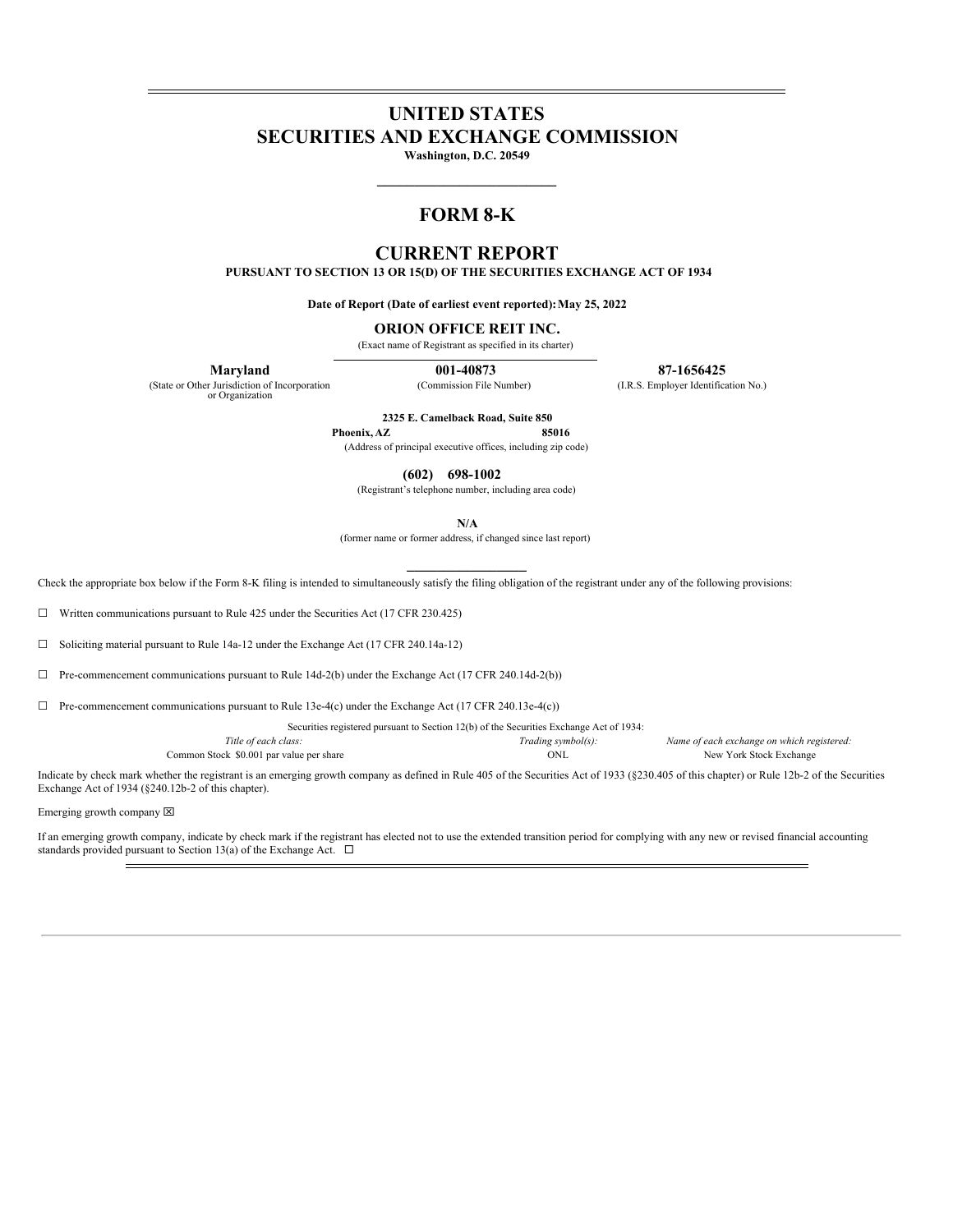# UNITED STATES
# SECURITIES AND EXCHANGE COMMISSION

**Washington, D.C. 20549**

## FORM 8-K

## CURRENT REPORT

**PURSUANT TO SECTION 13 OR 15(D) OF THE SECURITIES EXCHANGE ACT OF 1934**

**Date of Report (Date of earliest event reported): May 25, 2022**

**ORION OFFICE REIT INC.**

(Exact name of Registrant as specified in its charter)

| **Maryland** | **001-40873** | **87-1656425** |
|---|---|---|
| (State or Other Jurisdiction of Incorporation or Organization) | (Commission File Number) | (I.R.S. Employer Identification No.) |

**2325 E. Camelback Road, Suite 850**
**Phoenix, AZ 85016**
(Address of principal executive offices, including zip code)

**(602) 698-1002**
(Registrant's telephone number, including area code)

**N/A**
(former name or former address, if changed since last report)

Check the appropriate box below if the Form 8-K filing is intended to simultaneously satisfy the filing obligation of the registrant under any of the following provisions:

☐ Written communications pursuant to Rule 425 under the Securities Act (17 CFR 230.425)

☐ Soliciting material pursuant to Rule 14a-12 under the Exchange Act (17 CFR 240.14a-12)

☐ Pre-commencement communications pursuant to Rule 14d-2(b) under the Exchange Act (17 CFR 240.14d-2(b))

☐ Pre-commencement communications pursuant to Rule 13e-4(c) under the Exchange Act (17 CFR 240.13e-4(c))

Securities registered pursuant to Section 12(b) of the Securities Exchange Act of 1934:

| *Title of each class:* | *Trading symbol(s):* | *Name of each exchange on which registered:* |
|---|---|---|
| Common Stock $0.001 par value per share | ONL | New York Stock Exchange |

Indicate by check mark whether the registrant is an emerging growth company as defined in Rule 405 of the Securities Act of 1933 (§230.405 of this chapter) or Rule 12b-2 of the Securities Exchange Act of 1934 (§240.12b-2 of this chapter).

Emerging growth company ☒

If an emerging growth company, indicate by check mark if the registrant has elected not to use the extended transition period for complying with any new or revised financial accounting standards provided pursuant to Section 13(a) of the Exchange Act. ☐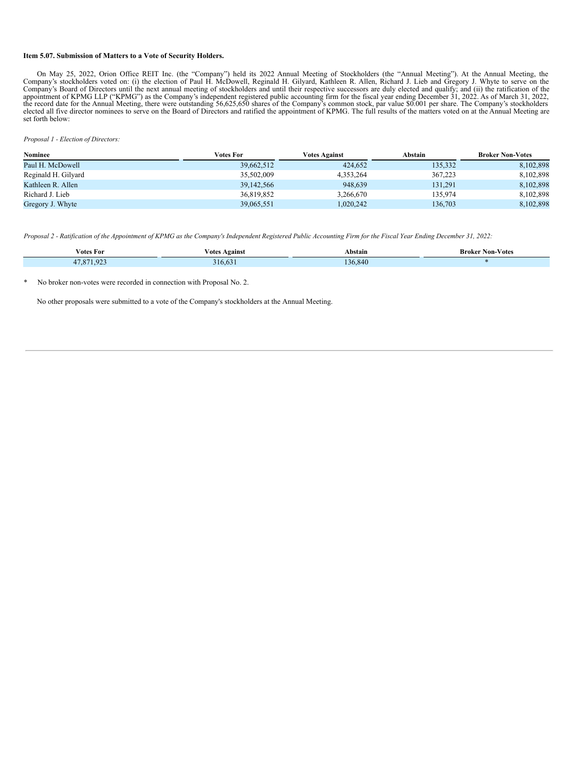**Item 5.07. Submission of Matters to a Vote of Security Holders.**

On May 25, 2022, Orion Office REIT Inc. (the "Company") held its 2022 Annual Meeting of Stockholders (the "Annual Meeting"). At the Annual Meeting, the Company's stockholders voted on: (i) the election of Paul H. McDowell, Reginald H. Gilyard, Kathleen R. Allen, Richard J. Lieb and Gregory J. Whyte to serve on the Company's Board of Directors until the next annual meeting of stockholders and until their respective successors are duly elected and qualify; and (ii) the ratification of the appointment of KPMG LLP ("KPMG") as the Company's independent registered public accounting firm for the fiscal year ending December 31, 2022. As of March 31, 2022, the record date for the Annual Meeting, there were outstanding 56,625,650 shares of the Company's common stock, par value $0.001 per share. The Company's stockholders elected all five director nominees to serve on the Board of Directors and ratified the appointment of KPMG. The full results of the matters voted on at the Annual Meeting are set forth below:

*Proposal 1 - Election of Directors:*

| Nominee | Votes For | Votes Against | Abstain | Broker Non-Votes |
|---|---|---|---|---|
| Paul H. McDowell | 39,662,512 | 424,652 | 135,332 | 8,102,898 |
| Reginald H. Gilyard | 35,502,009 | 4,353,264 | 367,223 | 8,102,898 |
| Kathleen R. Allen | 39,142,566 | 948,639 | 131,291 | 8,102,898 |
| Richard J. Lieb | 36,819,852 | 3,266,670 | 135,974 | 8,102,898 |
| Gregory J. Whyte | 39,065,551 | 1,020,242 | 136,703 | 8,102,898 |

*Proposal 2 - Ratification of the Appointment of KPMG as the Company's Independent Registered Public Accounting Firm for the Fiscal Year Ending December 31, 2022:*

| Votes For | Votes Against | Abstain | Broker Non-Votes |
|---|---|---|---|
| 47,871,923 | 316,631 | 136,840 | * |

\* No broker non-votes were recorded in connection with Proposal No. 2.

No other proposals were submitted to a vote of the Company's stockholders at the Annual Meeting.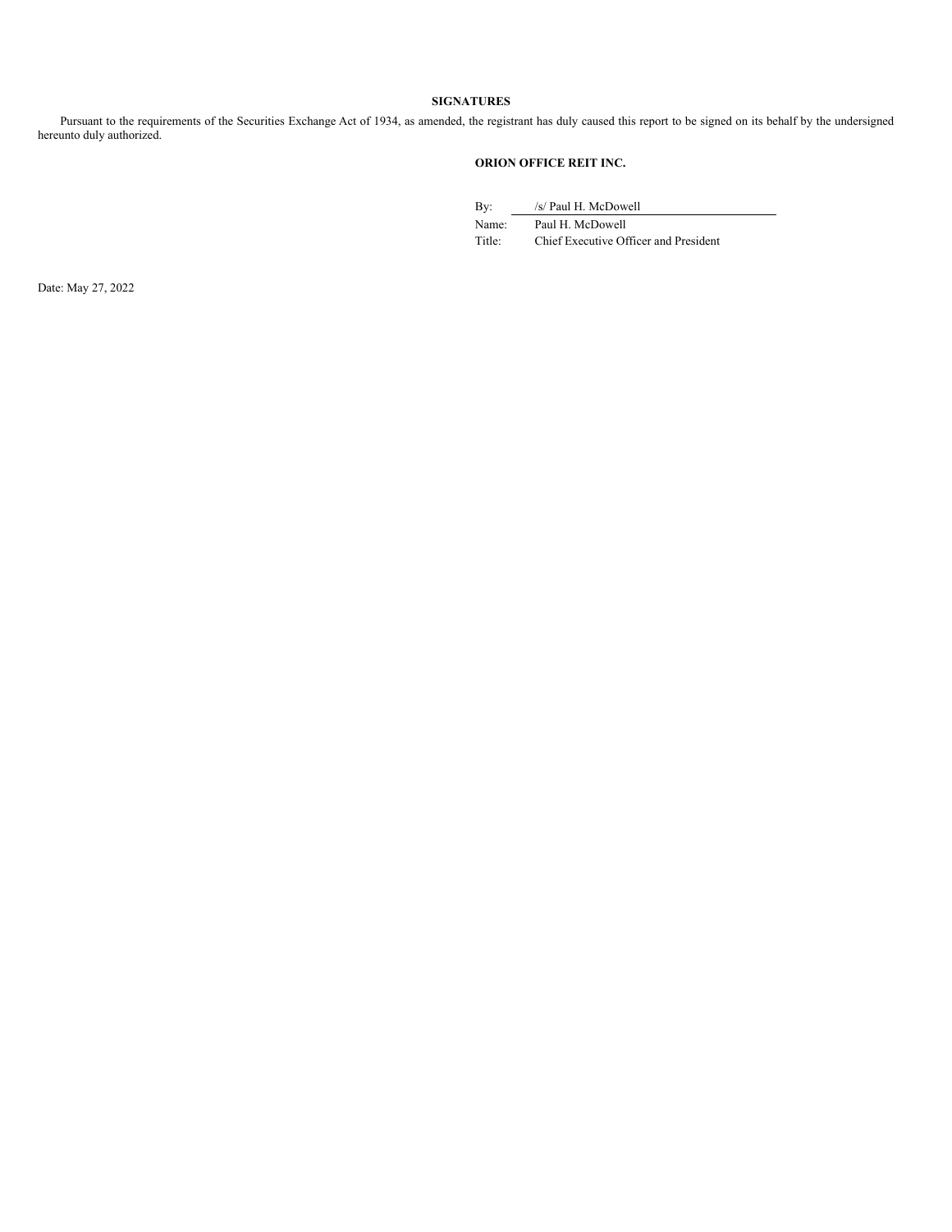**SIGNATURES**

Pursuant to the requirements of the Securities Exchange Act of 1934, as amended, the registrant has duly caused this report to be signed on its behalf by the undersigned hereunto duly authorized.

**ORION OFFICE REIT INC.**

| | |
|---|---|
| By: | /s/ Paul H. McDowell |
| Name: | Paul H. McDowell |
| Title: | Chief Executive Officer and President |

Date: May 27, 2022